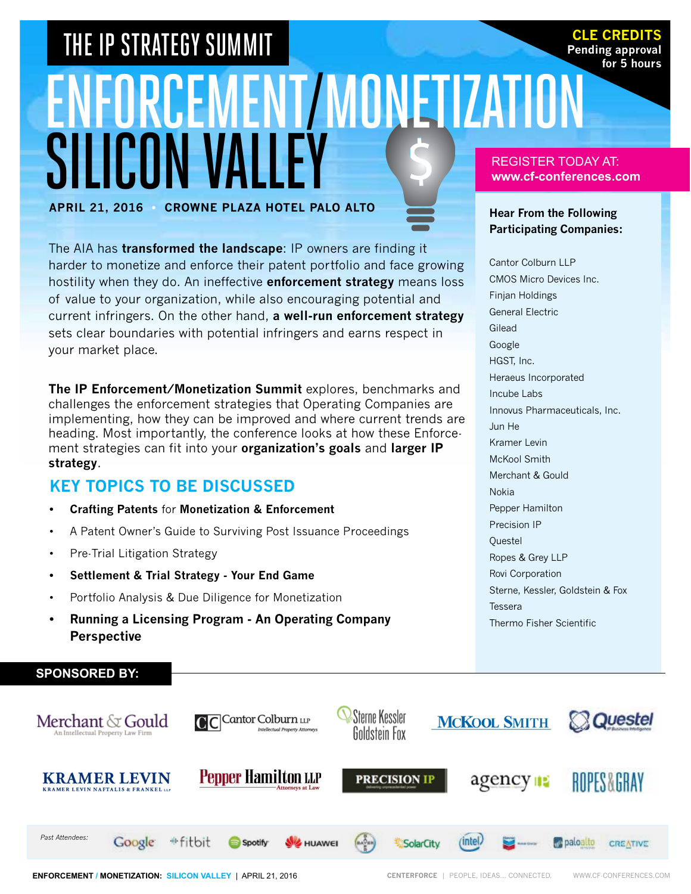# THE IP STRATEGY SUMMIT

# ENFORCEMENT/MONETIZATION SILICON VALLEY

**CLE CREDITS**
**Pending approval for 5 hours**

**APRIL 21, 2016 • CROWNE PLAZA HOTEL PALO ALTO**

REGISTER TODAY AT:
**www.cf-conferences.com**

The AIA has **transformed the landscape**: IP owners are finding it harder to monetize and enforce their patent portfolio and face growing hostility when they do. An ineffective **enforcement strategy** means loss of value to your organization, while also encouraging potential and current infringers. On the other hand, **a well-run enforcement strategy** sets clear boundaries with potential infringers and earns respect in your market place.

**The IP Enforcement/Monetization Summit** explores, benchmarks and challenges the enforcement strategies that Operating Companies are implementing, how they can be improved and where current trends are heading. Most importantly, the conference looks at how these Enforcement strategies can fit into your **organization's goals** and **larger IP strategy**.

## KEY TOPICS TO BE DISCUSSED

- **Crafting Patents** for **Monetization & Enforcement**
- A Patent Owner's Guide to Surviving Post Issuance Proceedings
- Pre-Trial Litigation Strategy
- **Settlement & Trial Strategy - Your End Game**
- Portfolio Analysis & Due Diligence for Monetization
- **Running a Licensing Program - An Operating Company Perspective**

### Hear From the Following Participating Companies:

Cantor Colburn LLP
CMOS Micro Devices Inc.
Finjan Holdings
General Electric
Gilead
Google
HGST, Inc.
Heraeus Incorporated
Incube Labs
Innovus Pharmaceuticals, Inc.
Jun He
Kramer Levin
McKool Smith
Merchant & Gould
Nokia
Pepper Hamilton
Precision IP
Questel
Ropes & Grey LLP
Rovi Corporation
Sterne, Kessler, Goldstein & Fox
Tessera
Thermo Fisher Scientific

**SPONSORED BY:**

Merchant & Gould · Cantor Colburn LLP · Sterne Kessler Goldstein Fox · McKool Smith · Questel · Kramer Levin · Pepper Hamilton LLP · Precision IP · agency IP · Ropes & Gray

*Past Attendees:* Google · fitbit · Spotify · Huawei · Bayer · SolarCity · intel · Chevron · paloalto · Creative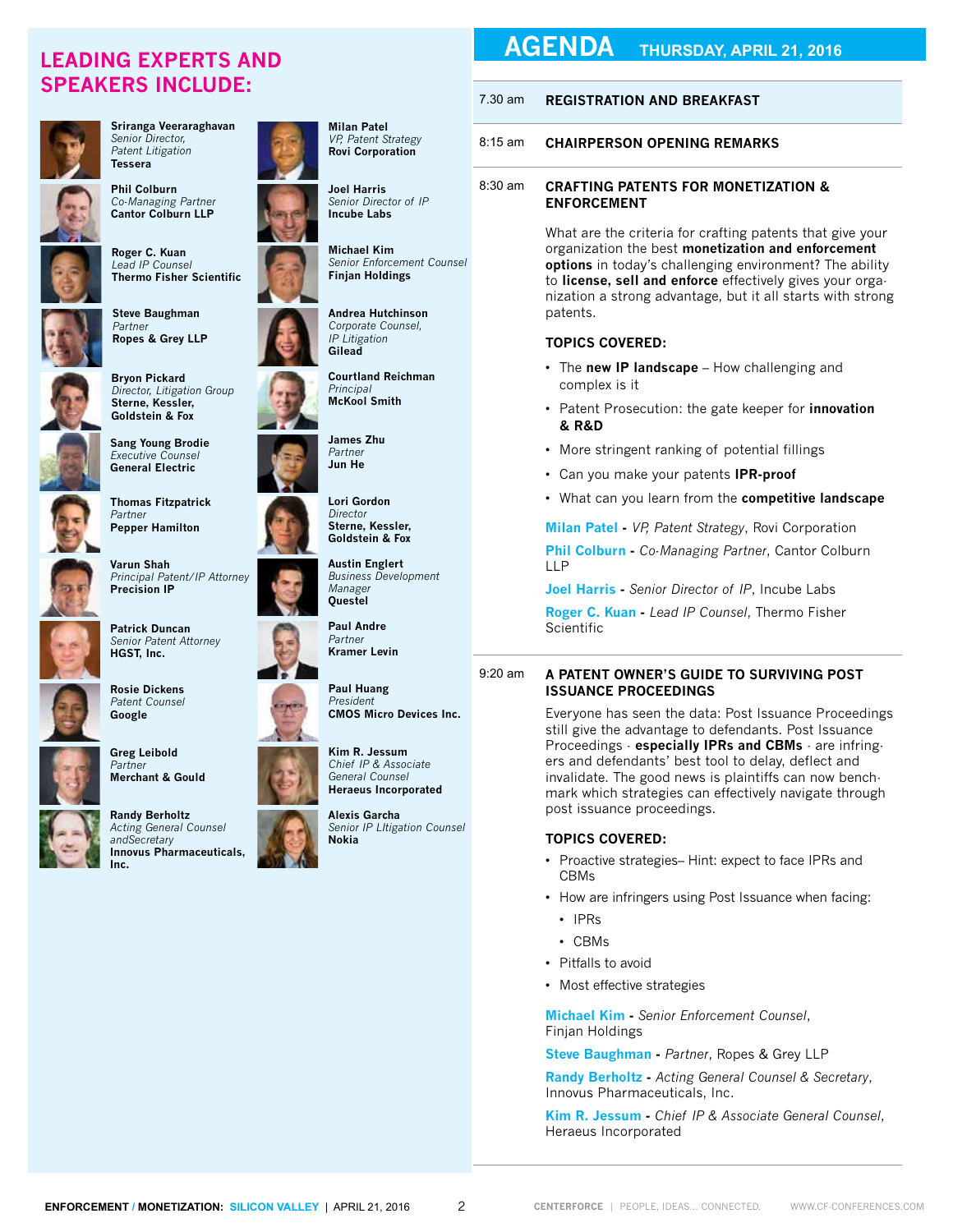## LEADING EXPERTS AND SPEAKERS INCLUDE:

**Sriranga Veeraraghavan**
*Senior Director, Patent Litigation*
**Tessera**

**Phil Colburn**
*Co-Managing Partner*
**Cantor Colburn LLP**

**Roger C. Kuan**
*Lead IP Counsel*
**Thermo Fisher Scientific**

**Steve Baughman**
*Partner*
**Ropes & Grey LLP**

**Bryon Pickard**
*Director, Litigation Group*
**Sterne, Kessler, Goldstein & Fox**

**Sang Young Brodie**
*Executive Counsel*
**General Electric**

**Thomas Fitzpatrick**
*Partner*
**Pepper Hamilton**

**Varun Shah**
*Principal Patent/IP Attorney*
**Precision IP**

**Patrick Duncan**
*Senior Patent Attorney*
**HGST, Inc.**

**Rosie Dickens**
*Patent Counsel*
**Google**

**Greg Leibold**
*Partner*
**Merchant & Gould**

**Randy Berholtz**
*Acting General Counsel andSecretary*
**Innovus Pharmaceuticals, Inc.**

**Milan Patel**
*VP, Patent Strategy*
**Rovi Corporation**

**Joel Harris**
*Senior Director of IP*
**Incube Labs**

**Michael Kim**
*Senior Enforcement Counsel*
**Finjan Holdings**

**Andrea Hutchinson**
*Corporate Counsel, IP Litigation*
**Gilead**

**Courtland Reichman**
*Principal*
**McKool Smith**

**James Zhu**
*Partner*
**Jun He**

**Lori Gordon**
*Director*
**Sterne, Kessler, Goldstein & Fox**

**Austin Englert**
*Business Development Manager*
**Questel**

**Paul Andre**
*Partner*
**Kramer Levin**

**Paul Huang**
*President*
**CMOS Micro Devices Inc.**

**Kim R. Jessum**
*Chief IP & Associate General Counsel*
**Heraeus Incorporated**

**Alexis Garcha**
*Senior IP LItigation Counsel*
**Nokia**

# AGENDA THURSDAY, APRIL 21, 2016

**7.30 am — REGISTRATION AND BREAKFAST**

**8:15 am — CHAIRPERSON OPENING REMARKS**

**8:30 am — CRAFTING PATENTS FOR MONETIZATION & ENFORCEMENT**

What are the criteria for crafting patents that give your organization the best **monetization and enforcement options** in today's challenging environment? The ability to **license, sell and enforce** effectively gives your organization a strong advantage, but it all starts with strong patents.

**TOPICS COVERED:**

- The **new IP landscape** – How challenging and complex is it
- Patent Prosecution: the gate keeper for **innovation & R&D**
- More stringent ranking of potential fillings
- Can you make your patents **IPR-proof**
- What can you learn from the **competitive landscape**

**Milan Patel** - *VP, Patent Strategy*, Rovi Corporation

**Phil Colburn** - *Co-Managing Partner*, Cantor Colburn LLP

**Joel Harris** - *Senior Director of IP*, Incube Labs

**Roger C. Kuan** - *Lead IP Counsel*, Thermo Fisher Scientific

**9:20 am — A PATENT OWNER'S GUIDE TO SURVIVING POST ISSUANCE PROCEEDINGS**

Everyone has seen the data: Post Issuance Proceedings still give the advantage to defendants. Post Issuance Proceedings - **especially IPRs and CBMs** - are infringers and defendants' best tool to delay, deflect and invalidate. The good news is plaintiffs can now benchmark which strategies can effectively navigate through post issuance proceedings.

**TOPICS COVERED:**

- Proactive strategies– Hint: expect to face IPRs and CBMs
- How are infringers using Post Issuance when facing:
  - IPRs
  - CBMs
- Pitfalls to avoid
- Most effective strategies

**Michael Kim** - *Senior Enforcement Counsel*, Finjan Holdings

**Steve Baughman** - *Partner*, Ropes & Grey LLP

**Randy Berholtz** - *Acting General Counsel & Secretary*, Innovus Pharmaceuticals, Inc.

**Kim R. Jessum** - *Chief IP & Associate General Counsel*, Heraeus Incorporated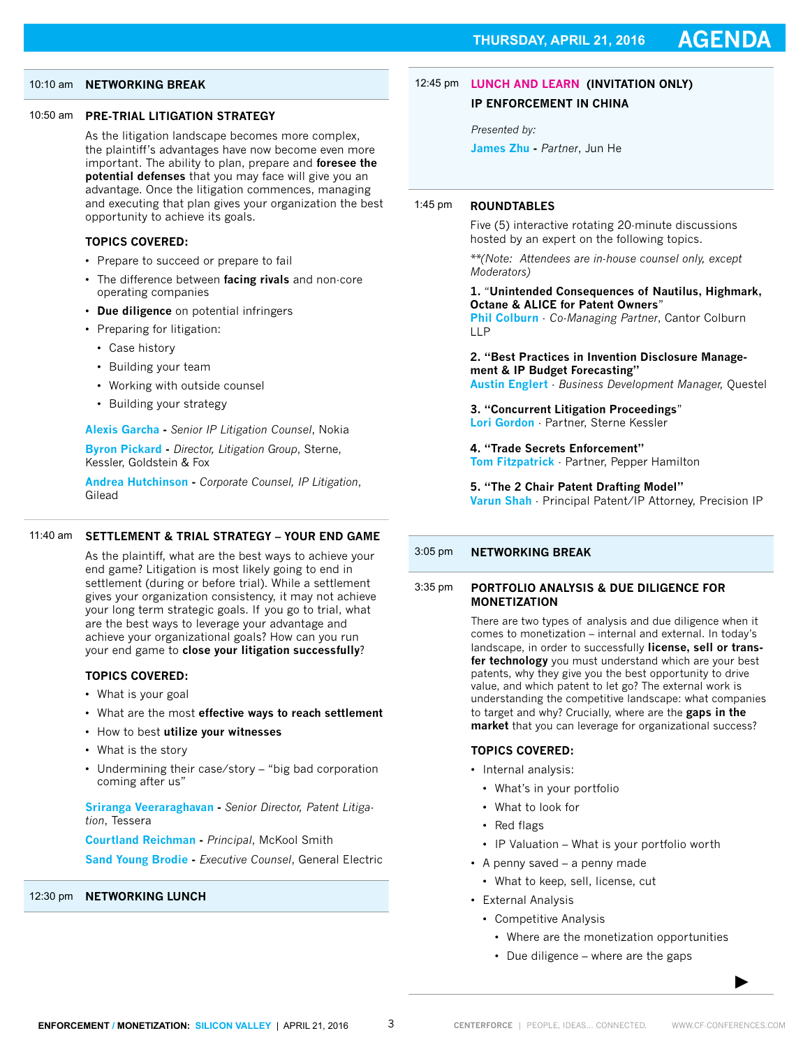## THURSDAY, APRIL 21, 2016 — AGENDA

**10:10 am — NETWORKING BREAK**

**10:50 am — PRE-TRIAL LITIGATION STRATEGY**

As the litigation landscape becomes more complex, the plaintiff's advantages have now become even more important. The ability to plan, prepare and **foresee the potential defenses** that you may face will give you an advantage. Once the litigation commences, managing and executing that plan gives your organization the best opportunity to achieve its goals.

**TOPICS COVERED:**

- Prepare to succeed or prepare to fail
- The difference between **facing rivals** and non-core operating companies
- **Due diligence** on potential infringers
- Preparing for litigation:
  - Case history
  - Building your team
  - Working with outside counsel
  - Building your strategy

**Alexis Garcha** - *Senior IP Litigation Counsel*, Nokia

**Byron Pickard** - *Director, Litigation Group*, Sterne, Kessler, Goldstein & Fox

**Andrea Hutchinson** - *Corporate Counsel, IP Litigation*, Gilead

**11:40 am — SETTLEMENT & TRIAL STRATEGY – YOUR END GAME**

As the plaintiff, what are the best ways to achieve your end game? Litigation is most likely going to end in settlement (during or before trial). While a settlement gives your organization consistency, it may not achieve your long term strategic goals. If you go to trial, what are the best ways to leverage your advantage and achieve your organizational goals? How can you run your end game to **close your litigation successfully**?

**TOPICS COVERED:**

- What is your goal
- What are the most **effective ways to reach settlement**
- How to best **utilize your witnesses**
- What is the story
- Undermining their case/story – "big bad corporation coming after us"

**Sriranga Veeraraghavan** - *Senior Director, Patent Litigation*, Tessera

**Courtland Reichman** - *Principal*, McKool Smith

**Sand Young Brodie** - *Executive Counsel*, General Electric

**12:30 pm — NETWORKING LUNCH**

**12:45 pm — LUNCH AND LEARN (INVITATION ONLY)**

**IP ENFORCEMENT IN CHINA**

*Presented by:*

**James Zhu** - *Partner*, Jun He

**1:45 pm — ROUNDTABLES**

Five (5) interactive rotating 20-minute discussions hosted by an expert on the following topics.

*\*\*(Note: Attendees are in-house counsel only, except Moderators)*

1. **"Unintended Consequences of Nautilus, Highmark, Octane & ALICE for Patent Owners"**
   **Phil Colburn** · *Co-Managing Partner*, Cantor Colburn LLP

2. **"Best Practices in Invention Disclosure Management & IP Budget Forecasting"**
   **Austin Englert** · *Business Development Manager*, Questel

3. **"Concurrent Litigation Proceedings"**
   **Lori Gordon** · Partner, Sterne Kessler

4. **"Trade Secrets Enforcement"**
   **Tom Fitzpatrick** · Partner, Pepper Hamilton

5. **"The 2 Chair Patent Drafting Model"**
   **Varun Shah** · Principal Patent/IP Attorney, Precision IP

**3:05 pm — NETWORKING BREAK**

**3:35 pm — PORTFOLIO ANALYSIS & DUE DILIGENCE FOR MONETIZATION**

There are two types of analysis and due diligence when it comes to monetization – internal and external. In today's landscape, in order to successfully **license, sell or transfer technology** you must understand which are your best patents, why they give you the best opportunity to drive value, and which patent to let go? The external work is understanding the competitive landscape: what companies to target and why? Crucially, where are the **gaps in the market** that you can leverage for organizational success?

**TOPICS COVERED:**

- Internal analysis:
  - What's in your portfolio
  - What to look for
  - Red flags
  - IP Valuation – What is your portfolio worth
- A penny saved – a penny made
  - What to keep, sell, license, cut
- External Analysis
  - Competitive Analysis
    - Where are the monetization opportunities
    - Due diligence – where are the gaps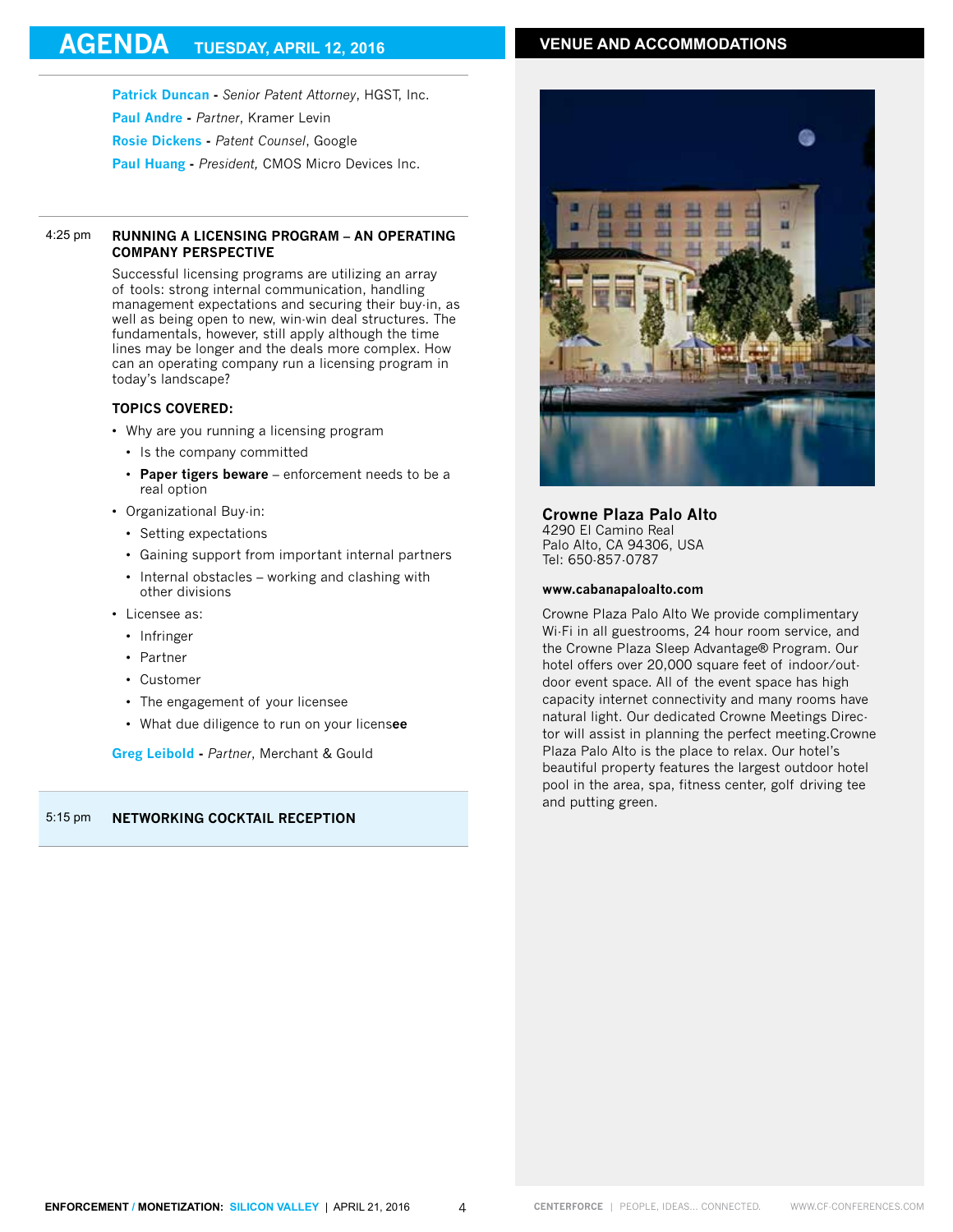# AGENDA TUESDAY, APRIL 12, 2016

**Patrick Duncan** - *Senior Patent Attorney*, HGST, Inc.
**Paul Andre** - *Partner*, Kramer Levin
**Rosie Dickens** - *Patent Counsel*, Google
**Paul Huang** - *President,* CMOS Micro Devices Inc.

---

4:25 pm **RUNNING A LICENSING PROGRAM – AN OPERATING COMPANY PERSPECTIVE**

Successful licensing programs are utilizing an array of tools: strong internal communication, handling management expectations and securing their buy-in, as well as being open to new, win-win deal structures. The fundamentals, however, still apply although the time lines may be longer and the deals more complex. How can an operating company run a licensing program in today's landscape?

**TOPICS COVERED:**

- Why are you running a licensing program
  - Is the company committed
  - **Paper tigers beware** – enforcement needs to be a real option
- Organizational Buy-in:
  - Setting expectations
  - Gaining support from important internal partners
  - Internal obstacles – working and clashing with other divisions
- Licensee as:
  - Infringer
  - Partner
  - Customer
  - The engagement of your licensee
  - What due diligence to run on your licensee

**Greg Leibold** - *Partner*, Merchant & Gould

---

5:15 pm **NETWORKING COCKTAIL RECEPTION**

---

## VENUE AND ACCOMMODATIONS

**Crowne Plaza Palo Alto**
4290 El Camino Real
Palo Alto, CA 94306, USA
Tel: 650-857-0787

**www.cabanapaloalto.com**

Crowne Plaza Palo Alto We provide complimentary Wi-Fi in all guestrooms, 24 hour room service, and the Crowne Plaza Sleep Advantage® Program. Our hotel offers over 20,000 square feet of indoor/outdoor event space. All of the event space has high capacity internet connectivity and many rooms have natural light. Our dedicated Crowne Meetings Director will assist in planning the perfect meeting.Crowne Plaza Palo Alto is the place to relax. Our hotel's beautiful property features the largest outdoor hotel pool in the area, spa, fitness center, golf driving tee and putting green.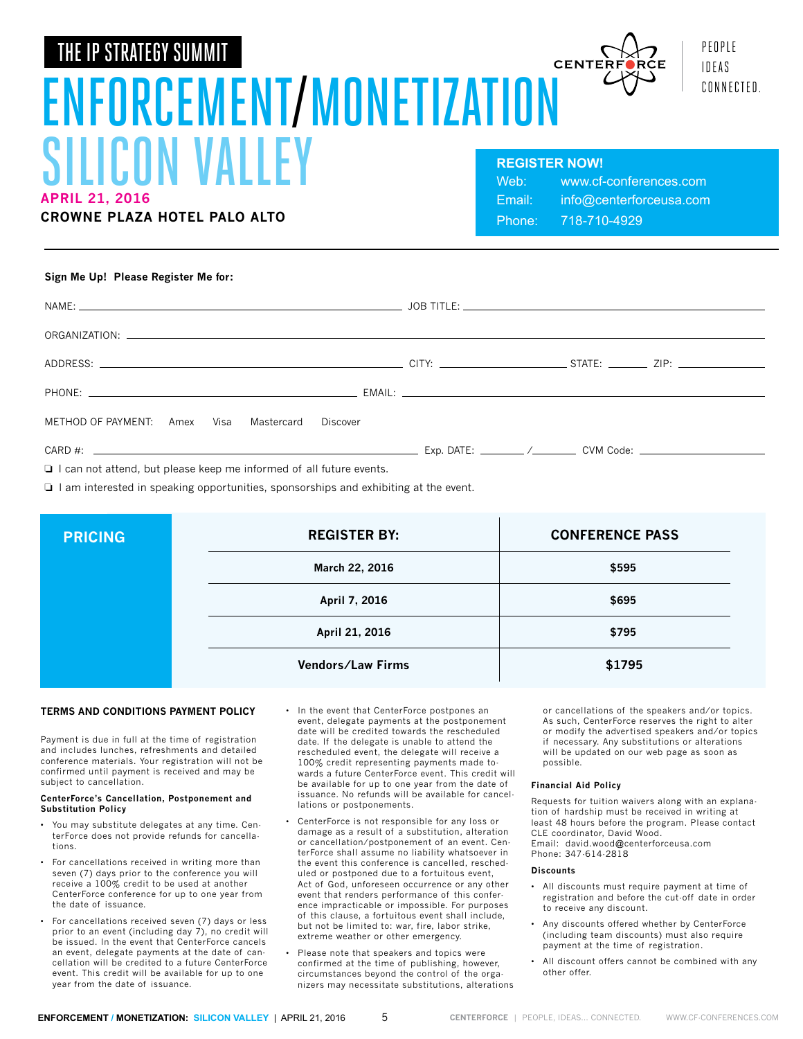THE IP STRATEGY SUMMIT

# ENFORCEMENT/MONETIZATION SILICON VALLEY

**APRIL 21, 2016**

**CROWNE PLAZA HOTEL PALO ALTO**

CENTERFORCE

PEOPLE IDEAS CONNECTED.

**REGISTER NOW!**

Web: www.cf-conferences.com
Email: info@centerforceusa.com
Phone: 718-710-4929

**Sign Me Up! Please Register Me for:**

NAME: ______________________ JOB TITLE: ______________________

ORGANIZATION: ______________________

ADDRESS: ______________________ CITY: __________ STATE: ______ ZIP: ______

PHONE: ______________________ EMAIL: ______________________

METHOD OF PAYMENT: Amex Visa Mastercard Discover

CARD #: ______________________ Exp. DATE: ______ / ______ CVM Code: ______________

❏ I can not attend, but please keep me informed of all future events.

❏ I am interested in speaking opportunities, sponsorships and exhibiting at the event.

## PRICING

| REGISTER BY: | CONFERENCE PASS |
|---|---|
| March 22, 2016 | $595 |
| April 7, 2016 | $695 |
| April 21, 2016 | $795 |
| Vendors/Law Firms | $1795 |

### TERMS AND CONDITIONS PAYMENT POLICY

Payment is due in full at the time of registration and includes lunches, refreshments and detailed conference materials. Your registration will not be confirmed until payment is received and may be subject to cancellation.

**CenterForce's Cancellation, Postponement and Substitution Policy**

- You may substitute delegates at any time. CenterForce does not provide refunds for cancellations.
- For cancellations received in writing more than seven (7) days prior to the conference you will receive a 100% credit to be used at another CenterForce conference for up to one year from the date of issuance.
- For cancellations received seven (7) days or less prior to an event (including day 7), no credit will be issued. In the event that CenterForce cancels an event, delegate payments at the date of cancellation will be credited to a future CenterForce event. This credit will be available for up to one year from the date of issuance.
- In the event that CenterForce postpones an event, delegate payments at the postponement date will be credited towards the rescheduled date. If the delegate is unable to attend the rescheduled event, the delegate will receive a 100% credit representing payments made towards a future CenterForce event. This credit will be available for up to one year from the date of issuance. No refunds will be available for cancellations or postponements.
- CenterForce is not responsible for any loss or damage as a result of a substitution, alteration or cancellation/postponement of an event. CenterForce shall assume no liability whatsoever in the event this conference is cancelled, rescheduled or postponed due to a fortuitous event, Act of God, unforeseen occurrence or any other event that renders performance of this conference impracticable or impossible. For purposes of this clause, a fortuitous event shall include, but not be limited to: war, fire, labor strike, extreme weather or other emergency.
- Please note that speakers and topics were confirmed at the time of publishing, however, circumstances beyond the control of the organizers may necessitate substitutions, alterations or cancellations of the speakers and/or topics. As such, CenterForce reserves the right to alter or modify the advertised speakers and/or topics if necessary. Any substitutions or alterations will be updated on our web page as soon as possible.

**Financial Aid Policy**

Requests for tuition waivers along with an explanation of hardship must be received in writing at least 48 hours before the program. Please contact CLE coordinator, David Wood.
Email: david.wood@centerforceusa.com
Phone: 347-614-2818

**Discounts**

- All discounts must require payment at time of registration and before the cut-off date in order to receive any discount.
- Any discounts offered whether by CenterForce (including team discounts) must also require payment at the time of registration.
- All discount offers cannot be combined with any other offer.